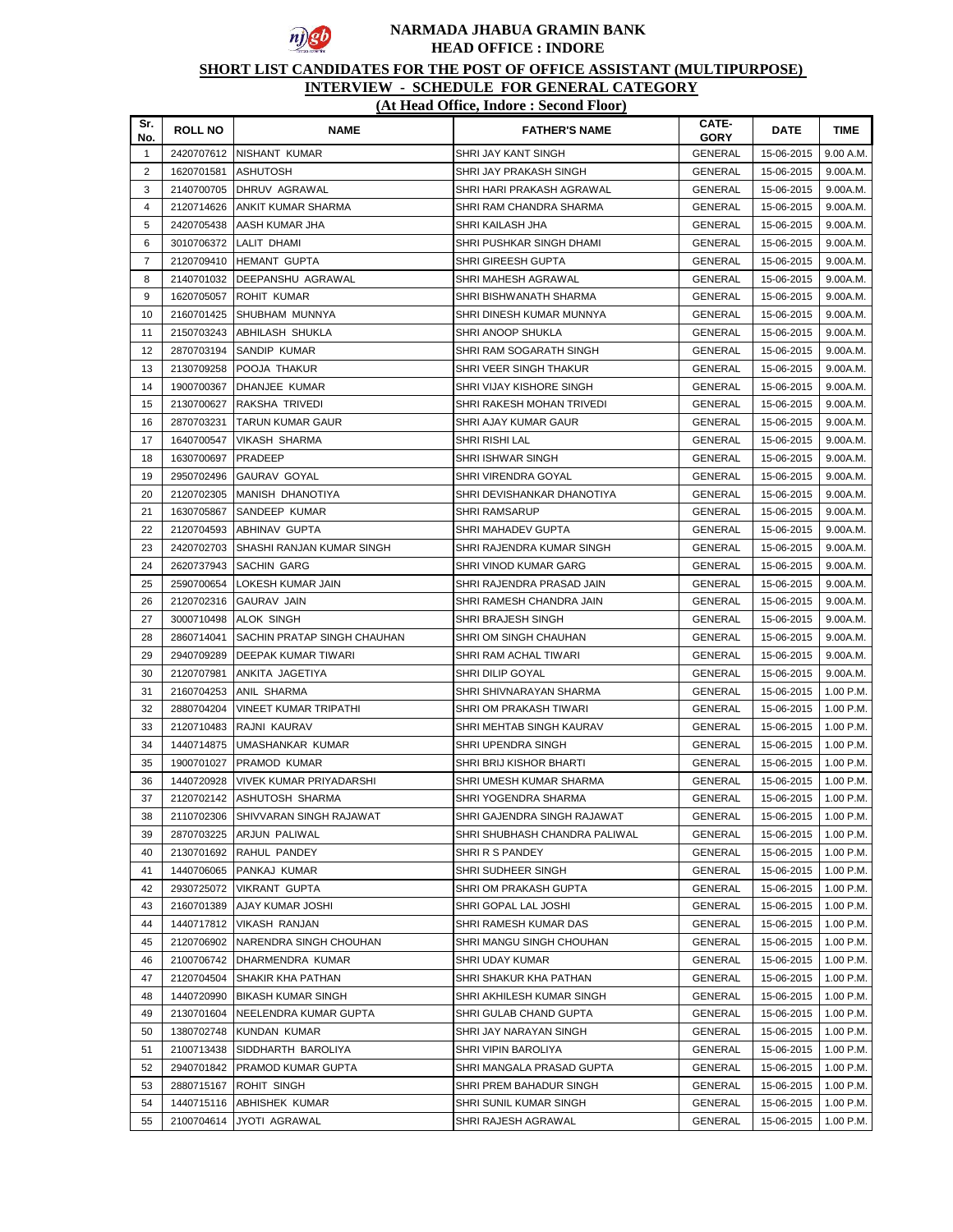# NARMADA JHABUA GRAMIN BANK

## HEAD OFFICE : INDORE

**SHORT LIST CANDIDATES FOR THE POST OF OFFICE ASSISTANT (MULTIPURPOSE)**

**INTERVIEW - SCHEDULE FOR GENERAL CATEGORY**

**(At Head Office, Indore : Second Floor)**

| Sr. No. | ROLL NO | NAME | FATHER'S NAME | CATE-GORY | DATE | TIME |
|---|---|---|---|---|---|---|
| 1 | 2420707612 | NISHANT KUMAR | SHRI JAY KANT SINGH | GENERAL | 15-06-2015 | 9.00 A.M. |
| 2 | 1620701581 | ASHUTOSH | SHRI JAY PRAKASH SINGH | GENERAL | 15-06-2015 | 9.00A.M. |
| 3 | 2140700705 | DHRUV AGRAWAL | SHRI HARI PRAKASH AGRAWAL | GENERAL | 15-06-2015 | 9.00A.M. |
| 4 | 2120714626 | ANKIT KUMAR SHARMA | SHRI RAM CHANDRA SHARMA | GENERAL | 15-06-2015 | 9.00A.M. |
| 5 | 2420705438 | AASH KUMAR JHA | SHRI KAILASH JHA | GENERAL | 15-06-2015 | 9.00A.M. |
| 6 | 3010706372 | LALIT DHAMI | SHRI PUSHKAR SINGH DHAMI | GENERAL | 15-06-2015 | 9.00A.M. |
| 7 | 2120709410 | HEMANT GUPTA | SHRI GIREESH GUPTA | GENERAL | 15-06-2015 | 9.00A.M. |
| 8 | 2140701032 | DEEPANSHU AGRAWAL | SHRI MAHESH AGRAWAL | GENERAL | 15-06-2015 | 9.00A.M. |
| 9 | 1620705057 | ROHIT KUMAR | SHRI BISHWANATH SHARMA | GENERAL | 15-06-2015 | 9.00A.M. |
| 10 | 2160701425 | SHUBHAM MUNNYA | SHRI DINESH KUMAR MUNNYA | GENERAL | 15-06-2015 | 9.00A.M. |
| 11 | 2150703243 | ABHILASH SHUKLA | SHRI ANOOP SHUKLA | GENERAL | 15-06-2015 | 9.00A.M. |
| 12 | 2870703194 | SANDIP KUMAR | SHRI RAM SOGARATH SINGH | GENERAL | 15-06-2015 | 9.00A.M. |
| 13 | 2130709258 | POOJA THAKUR | SHRI VEER SINGH THAKUR | GENERAL | 15-06-2015 | 9.00A.M. |
| 14 | 1900700367 | DHANJEE KUMAR | SHRI VIJAY KISHORE SINGH | GENERAL | 15-06-2015 | 9.00A.M. |
| 15 | 2130700627 | RAKSHA TRIVEDI | SHRI RAKESH MOHAN TRIVEDI | GENERAL | 15-06-2015 | 9.00A.M. |
| 16 | 2870703231 | TARUN KUMAR GAUR | SHRI AJAY KUMAR GAUR | GENERAL | 15-06-2015 | 9.00A.M. |
| 17 | 1640700547 | VIKASH SHARMA | SHRI RISHI LAL | GENERAL | 15-06-2015 | 9.00A.M. |
| 18 | 1630700697 | PRADEEP | SHRI ISHWAR SINGH | GENERAL | 15-06-2015 | 9.00A.M. |
| 19 | 2950702496 | GAURAV GOYAL | SHRI VIRENDRA GOYAL | GENERAL | 15-06-2015 | 9.00A.M. |
| 20 | 2120702305 | MANISH DHANOTIYA | SHRI DEVISHANKAR DHANOTIYA | GENERAL | 15-06-2015 | 9.00A.M. |
| 21 | 1630705867 | SANDEEP KUMAR | SHRI RAMSARUP | GENERAL | 15-06-2015 | 9.00A.M. |
| 22 | 2120704593 | ABHINAV GUPTA | SHRI MAHADEV GUPTA | GENERAL | 15-06-2015 | 9.00A.M. |
| 23 | 2420702703 | SHASHI RANJAN KUMAR SINGH | SHRI RAJENDRA KUMAR SINGH | GENERAL | 15-06-2015 | 9.00A.M. |
| 24 | 2620737943 | SACHIN GARG | SHRI VINOD KUMAR GARG | GENERAL | 15-06-2015 | 9.00A.M. |
| 25 | 2590700654 | LOKESH KUMAR JAIN | SHRI RAJENDRA PRASAD JAIN | GENERAL | 15-06-2015 | 9.00A.M. |
| 26 | 2120702316 | GAURAV JAIN | SHRI RAMESH CHANDRA JAIN | GENERAL | 15-06-2015 | 9.00A.M. |
| 27 | 3000710498 | ALOK SINGH | SHRI BRAJESH SINGH | GENERAL | 15-06-2015 | 9.00A.M. |
| 28 | 2860714041 | SACHIN PRATAP SINGH CHAUHAN | SHRI OM SINGH CHAUHAN | GENERAL | 15-06-2015 | 9.00A.M. |
| 29 | 2940709289 | DEEPAK KUMAR TIWARI | SHRI RAM ACHAL TIWARI | GENERAL | 15-06-2015 | 9.00A.M. |
| 30 | 2120707981 | ANKITA JAGETIYA | SHRI DILIP GOYAL | GENERAL | 15-06-2015 | 9.00A.M. |
| 31 | 2160704253 | ANIL SHARMA | SHRI SHIVNARAYAN SHARMA | GENERAL | 15-06-2015 | 1.00 P.M. |
| 32 | 2880704204 | VINEET KUMAR TRIPATHI | SHRI OM PRAKASH TIWARI | GENERAL | 15-06-2015 | 1.00 P.M. |
| 33 | 2120710483 | RAJNI KAURAV | SHRI MEHTAB SINGH KAURAV | GENERAL | 15-06-2015 | 1.00 P.M. |
| 34 | 1440714875 | UMASHANKAR KUMAR | SHRI UPENDRA SINGH | GENERAL | 15-06-2015 | 1.00 P.M. |
| 35 | 1900701027 | PRAMOD KUMAR | SHRI BRIJ KISHOR BHARTI | GENERAL | 15-06-2015 | 1.00 P.M. |
| 36 | 1440720928 | VIVEK KUMAR PRIYADARSHI | SHRI UMESH KUMAR SHARMA | GENERAL | 15-06-2015 | 1.00 P.M. |
| 37 | 2120702142 | ASHUTOSH SHARMA | SHRI YOGENDRA SHARMA | GENERAL | 15-06-2015 | 1.00 P.M. |
| 38 | 2110702306 | SHIVVARAN SINGH RAJAWAT | SHRI GAJENDRA SINGH RAJAWAT | GENERAL | 15-06-2015 | 1.00 P.M. |
| 39 | 2870703225 | ARJUN PALIWAL | SHRI SHUBHASH CHANDRA PALIWAL | GENERAL | 15-06-2015 | 1.00 P.M. |
| 40 | 2130701692 | RAHUL PANDEY | SHRI R S PANDEY | GENERAL | 15-06-2015 | 1.00 P.M. |
| 41 | 1440706065 | PANKAJ KUMAR | SHRI SUDHEER SINGH | GENERAL | 15-06-2015 | 1.00 P.M. |
| 42 | 2930725072 | VIKRANT GUPTA | SHRI OM PRAKASH GUPTA | GENERAL | 15-06-2015 | 1.00 P.M. |
| 43 | 2160701389 | AJAY KUMAR JOSHI | SHRI GOPAL LAL JOSHI | GENERAL | 15-06-2015 | 1.00 P.M. |
| 44 | 1440717812 | VIKASH RANJAN | SHRI RAMESH KUMAR DAS | GENERAL | 15-06-2015 | 1.00 P.M. |
| 45 | 2120706902 | NARENDRA SINGH CHOUHAN | SHRI MANGU SINGH CHOUHAN | GENERAL | 15-06-2015 | 1.00 P.M. |
| 46 | 2100706742 | DHARMENDRA KUMAR | SHRI UDAY KUMAR | GENERAL | 15-06-2015 | 1.00 P.M. |
| 47 | 2120704504 | SHAKIR KHA PATHAN | SHRI SHAKUR KHA PATHAN | GENERAL | 15-06-2015 | 1.00 P.M. |
| 48 | 1440720990 | BIKASH KUMAR SINGH | SHRI AKHILESH KUMAR SINGH | GENERAL | 15-06-2015 | 1.00 P.M. |
| 49 | 2130701604 | NEELENDRA KUMAR GUPTA | SHRI GULAB CHAND GUPTA | GENERAL | 15-06-2015 | 1.00 P.M. |
| 50 | 1380702748 | KUNDAN KUMAR | SHRI JAY NARAYAN SINGH | GENERAL | 15-06-2015 | 1.00 P.M. |
| 51 | 2100713438 | SIDDHARTH BAROLIYA | SHRI VIPIN BAROLIYA | GENERAL | 15-06-2015 | 1.00 P.M. |
| 52 | 2940701842 | PRAMOD KUMAR GUPTA | SHRI MANGALA PRASAD GUPTA | GENERAL | 15-06-2015 | 1.00 P.M. |
| 53 | 2880715167 | ROHIT SINGH | SHRI PREM BAHADUR SINGH | GENERAL | 15-06-2015 | 1.00 P.M. |
| 54 | 1440715116 | ABHISHEK KUMAR | SHRI SUNIL KUMAR SINGH | GENERAL | 15-06-2015 | 1.00 P.M. |
| 55 | 2100704614 | JYOTI AGRAWAL | SHRI RAJESH AGRAWAL | GENERAL | 15-06-2015 | 1.00 P.M. |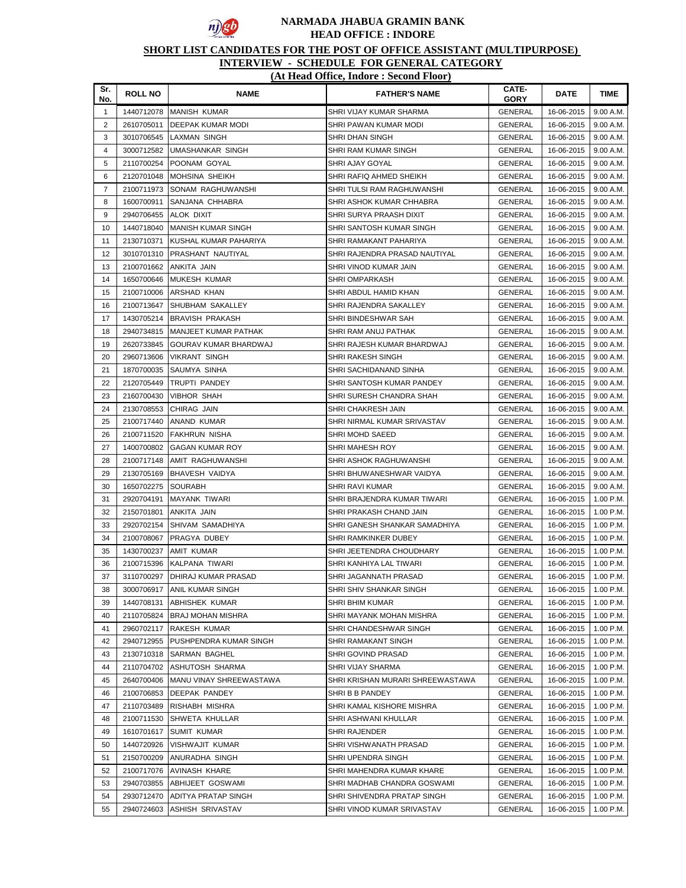# NARMADA JHABUA GRAMIN BANK

## HEAD OFFICE : INDORE

### SHORT LIST CANDIDATES FOR THE POST OF OFFICE ASSISTANT (MULTIPURPOSE)

### INTERVIEW - SCHEDULE FOR GENERAL CATEGORY

### (At Head Office, Indore : Second Floor)

| Sr. No. | ROLL NO | NAME | FATHER'S NAME | CATE-GORY | DATE | TIME |
|---|---|---|---|---|---|---|
| 1 | 1440712078 | MANISH KUMAR | SHRI VIJAY KUMAR SHARMA | GENERAL | 16-06-2015 | 9.00 A.M. |
| 2 | 2610705011 | DEEPAK KUMAR MODI | SHRI PAWAN KUMAR MODI | GENERAL | 16-06-2015 | 9.00 A.M. |
| 3 | 3010706545 | LAXMAN SINGH | SHRI DHAN SINGH | GENERAL | 16-06-2015 | 9.00 A.M. |
| 4 | 3000712582 | UMASHANKAR SINGH | SHRI RAM KUMAR SINGH | GENERAL | 16-06-2015 | 9.00 A.M. |
| 5 | 2110700254 | POONAM GOYAL | SHRI AJAY GOYAL | GENERAL | 16-06-2015 | 9.00 A.M. |
| 6 | 2120701048 | MOHSINA SHEIKH | SHRI RAFIQ AHMED SHEIKH | GENERAL | 16-06-2015 | 9.00 A.M. |
| 7 | 2100711973 | SONAM RAGHUWANSHI | SHRI TULSI RAM RAGHUWANSHI | GENERAL | 16-06-2015 | 9.00 A.M. |
| 8 | 1600700911 | SANJANA CHHABRA | SHRI ASHOK KUMAR CHHABRA | GENERAL | 16-06-2015 | 9.00 A.M. |
| 9 | 2940706455 | ALOK DIXIT | SHRI SURYA PRAASH DIXIT | GENERAL | 16-06-2015 | 9.00 A.M. |
| 10 | 1440718040 | MANISH KUMAR SINGH | SHRI SANTOSH KUMAR SINGH | GENERAL | 16-06-2015 | 9.00 A.M. |
| 11 | 2130710371 | KUSHAL KUMAR PAHARIYA | SHRI RAMAKANT PAHARIYA | GENERAL | 16-06-2015 | 9.00 A.M. |
| 12 | 3010701310 | PRASHANT NAUTIYAL | SHRI RAJENDRA PRASAD NAUTIYAL | GENERAL | 16-06-2015 | 9.00 A.M. |
| 13 | 2100701662 | ANKITA JAIN | SHRI VINOD KUMAR JAIN | GENERAL | 16-06-2015 | 9.00 A.M. |
| 14 | 1650700646 | MUKESH KUMAR | SHRI OMPARKASH | GENERAL | 16-06-2015 | 9.00 A.M. |
| 15 | 2100710006 | ARSHAD KHAN | SHRI ABDUL HAMID KHAN | GENERAL | 16-06-2015 | 9.00 A.M. |
| 16 | 2100713647 | SHUBHAM SAKALLEY | SHRI RAJENDRA SAKALLEY | GENERAL | 16-06-2015 | 9.00 A.M. |
| 17 | 1430705214 | BRAVISH PRAKASH | SHRI BINDESHWAR SAH | GENERAL | 16-06-2015 | 9.00 A.M. |
| 18 | 2940734815 | MANJEET KUMAR PATHAK | SHRI RAM ANUJ PATHAK | GENERAL | 16-06-2015 | 9.00 A.M. |
| 19 | 2620733845 | GOURAV KUMAR BHARDWAJ | SHRI RAJESH KUMAR BHARDWAJ | GENERAL | 16-06-2015 | 9.00 A.M. |
| 20 | 2960713606 | VIKRANT SINGH | SHRI RAKESH SINGH | GENERAL | 16-06-2015 | 9.00 A.M. |
| 21 | 1870700035 | SAUMYA SINHA | SHRI SACHIDANAND SINHA | GENERAL | 16-06-2015 | 9.00 A.M. |
| 22 | 2120705449 | TRUPTI PANDEY | SHRI SANTOSH KUMAR PANDEY | GENERAL | 16-06-2015 | 9.00 A.M. |
| 23 | 2160700430 | VIBHOR SHAH | SHRI SURESH CHANDRA SHAH | GENERAL | 16-06-2015 | 9.00 A.M. |
| 24 | 2130708553 | CHIRAG JAIN | SHRI CHAKRESH JAIN | GENERAL | 16-06-2015 | 9.00 A.M. |
| 25 | 2100717440 | ANAND KUMAR | SHRI NIRMAL KUMAR SRIVASTAV | GENERAL | 16-06-2015 | 9.00 A.M. |
| 26 | 2100711520 | FAKHRUN NISHA | SHRI MOHD SAEED | GENERAL | 16-06-2015 | 9.00 A.M. |
| 27 | 1400700802 | GAGAN KUMAR ROY | SHRI MAHESH ROY | GENERAL | 16-06-2015 | 9.00 A.M. |
| 28 | 2100717148 | AMIT RAGHUWANSHI | SHRI ASHOK RAGHUWANSHI | GENERAL | 16-06-2015 | 9.00 A.M. |
| 29 | 2130705169 | BHAVESH VAIDYA | SHRI BHUWANESHWAR VAIDYA | GENERAL | 16-06-2015 | 9.00 A.M. |
| 30 | 1650702275 | SOURABH | SHRI RAVI KUMAR | GENERAL | 16-06-2015 | 9.00 A.M. |
| 31 | 2920704191 | MAYANK TIWARI | SHRI BRAJENDRA KUMAR TIWARI | GENERAL | 16-06-2015 | 1.00 P.M. |
| 32 | 2150701801 | ANKITA JAIN | SHRI PRAKASH CHAND JAIN | GENERAL | 16-06-2015 | 1.00 P.M. |
| 33 | 2920702154 | SHIVAM SAMADHIYA | SHRI GANESH SHANKAR SAMADHIYA | GENERAL | 16-06-2015 | 1.00 P.M. |
| 34 | 2100708067 | PRAGYA DUBEY | SHRI RAMKINKER DUBEY | GENERAL | 16-06-2015 | 1.00 P.M. |
| 35 | 1430700237 | AMIT KUMAR | SHRI JEETENDRA CHOUDHARY | GENERAL | 16-06-2015 | 1.00 P.M. |
| 36 | 2100715396 | KALPANA TIWARI | SHRI KANHIYA LAL TIWARI | GENERAL | 16-06-2015 | 1.00 P.M. |
| 37 | 3110700297 | DHIRAJ KUMAR PRASAD | SHRI JAGANNATH PRASAD | GENERAL | 16-06-2015 | 1.00 P.M. |
| 38 | 3000706917 | ANIL KUMAR SINGH | SHRI SHIV SHANKAR SINGH | GENERAL | 16-06-2015 | 1.00 P.M. |
| 39 | 1440708131 | ABHISHEK KUMAR | SHRI BHIM KUMAR | GENERAL | 16-06-2015 | 1.00 P.M. |
| 40 | 2110705824 | BRAJ MOHAN MISHRA | SHRI MAYANK MOHAN MISHRA | GENERAL | 16-06-2015 | 1.00 P.M. |
| 41 | 2960702117 | RAKESH KUMAR | SHRI CHANDESHWAR SINGH | GENERAL | 16-06-2015 | 1.00 P.M. |
| 42 | 2940712955 | PUSHPENDRA KUMAR SINGH | SHRI RAMAKANT SINGH | GENERAL | 16-06-2015 | 1.00 P.M. |
| 43 | 2130710318 | SARMAN BAGHEL | SHRI GOVIND PRASAD | GENERAL | 16-06-2015 | 1.00 P.M. |
| 44 | 2110704702 | ASHUTOSH SHARMA | SHRI VIJAY SHARMA | GENERAL | 16-06-2015 | 1.00 P.M. |
| 45 | 2640700406 | MANU VINAY SHREEWASTAWA | SHRI KRISHAN MURARI SHREEWASTAWA | GENERAL | 16-06-2015 | 1.00 P.M. |
| 46 | 2100706853 | DEEPAK PANDEY | SHRI B B PANDEY | GENERAL | 16-06-2015 | 1.00 P.M. |
| 47 | 2110703489 | RISHABH MISHRA | SHRI KAMAL KISHORE MISHRA | GENERAL | 16-06-2015 | 1.00 P.M. |
| 48 | 2100711530 | SHWETA KHULLAR | SHRI ASHWANI KHULLAR | GENERAL | 16-06-2015 | 1.00 P.M. |
| 49 | 1610701617 | SUMIT KUMAR | SHRI RAJENDER | GENERAL | 16-06-2015 | 1.00 P.M. |
| 50 | 1440720926 | VISHWAJIT KUMAR | SHRI VISHWANATH PRASAD | GENERAL | 16-06-2015 | 1.00 P.M. |
| 51 | 2150700209 | ANURADHA SINGH | SHRI UPENDRA SINGH | GENERAL | 16-06-2015 | 1.00 P.M. |
| 52 | 2100717076 | AVINASH KHARE | SHRI MAHENDRA KUMAR KHARE | GENERAL | 16-06-2015 | 1.00 P.M. |
| 53 | 2940703855 | ABHIJEET GOSWAMI | SHRI MADHAB CHANDRA GOSWAMI | GENERAL | 16-06-2015 | 1.00 P.M. |
| 54 | 2930712470 | ADITYA PRATAP SINGH | SHRI SHIVENDRA PRATAP SINGH | GENERAL | 16-06-2015 | 1.00 P.M. |
| 55 | 2940724603 | ASHISH SRIVASTAV | SHRI VINOD KUMAR SRIVASTAV | GENERAL | 16-06-2015 | 1.00 P.M. |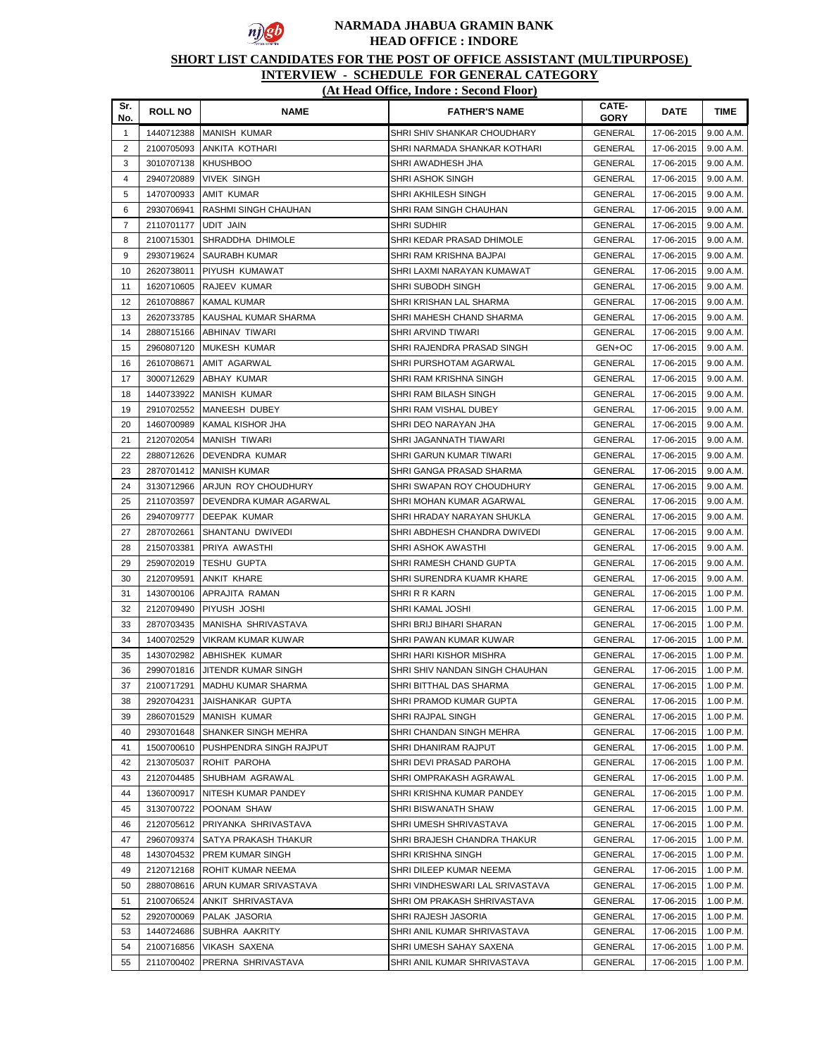# NARMADA JHABUA GRAMIN BANK

## HEAD OFFICE : INDORE

**SHORT LIST CANDIDATES FOR THE POST OF OFFICE ASSISTANT (MULTIPURPOSE)**

**INTERVIEW - SCHEDULE FOR GENERAL CATEGORY**

**(At Head Office, Indore : Second Floor)**

| Sr. No. | ROLL NO | NAME | FATHER'S NAME | CATE-GORY | DATE | TIME |
|---|---|---|---|---|---|---|
| 1 | 1440712388 | MANISH KUMAR | SHRI SHIV SHANKAR CHOUDHARY | GENERAL | 17-06-2015 | 9.00 A.M. |
| 2 | 2100705093 | ANKITA KOTHARI | SHRI NARMADA SHANKAR KOTHARI | GENERAL | 17-06-2015 | 9.00 A.M. |
| 3 | 3010707138 | KHUSHBOO | SHRI AWADHESH JHA | GENERAL | 17-06-2015 | 9.00 A.M. |
| 4 | 2940720889 | VIVEK SINGH | SHRI ASHOK SINGH | GENERAL | 17-06-2015 | 9.00 A.M. |
| 5 | 1470700933 | AMIT KUMAR | SHRI AKHILESH SINGH | GENERAL | 17-06-2015 | 9.00 A.M. |
| 6 | 2930706941 | RASHMI SINGH CHAUHAN | SHRI RAM SINGH CHAUHAN | GENERAL | 17-06-2015 | 9.00 A.M. |
| 7 | 2110701177 | UDIT JAIN | SHRI SUDHIR | GENERAL | 17-06-2015 | 9.00 A.M. |
| 8 | 2100715301 | SHRADDHA DHIMOLE | SHRI KEDAR PRASAD DHIMOLE | GENERAL | 17-06-2015 | 9.00 A.M. |
| 9 | 2930719624 | SAURABH KUMAR | SHRI RAM KRISHNA BAJPAI | GENERAL | 17-06-2015 | 9.00 A.M. |
| 10 | 2620738011 | PIYUSH KUMAWAT | SHRI LAXMI NARAYAN KUMAWAT | GENERAL | 17-06-2015 | 9.00 A.M. |
| 11 | 1620710605 | RAJEEV KUMAR | SHRI SUBODH SINGH | GENERAL | 17-06-2015 | 9.00 A.M. |
| 12 | 2610708867 | KAMAL KUMAR | SHRI KRISHAN LAL SHARMA | GENERAL | 17-06-2015 | 9.00 A.M. |
| 13 | 2620733785 | KAUSHAL KUMAR SHARMA | SHRI MAHESH CHAND SHARMA | GENERAL | 17-06-2015 | 9.00 A.M. |
| 14 | 2880715166 | ABHINAV TIWARI | SHRI ARVIND TIWARI | GENERAL | 17-06-2015 | 9.00 A.M. |
| 15 | 2960807120 | MUKESH KUMAR | SHRI RAJENDRA PRASAD SINGH | GEN+OC | 17-06-2015 | 9.00 A.M. |
| 16 | 2610708671 | AMIT AGARWAL | SHRI PURSHOTAM AGARWAL | GENERAL | 17-06-2015 | 9.00 A.M. |
| 17 | 3000712629 | ABHAY KUMAR | SHRI RAM KRISHNA SINGH | GENERAL | 17-06-2015 | 9.00 A.M. |
| 18 | 1440733922 | MANISH KUMAR | SHRI RAM BILASH SINGH | GENERAL | 17-06-2015 | 9.00 A.M. |
| 19 | 2910702552 | MANEESH DUBEY | SHRI RAM VISHAL DUBEY | GENERAL | 17-06-2015 | 9.00 A.M. |
| 20 | 1460700989 | KAMAL KISHOR JHA | SHRI DEO NARAYAN JHA | GENERAL | 17-06-2015 | 9.00 A.M. |
| 21 | 2120702054 | MANISH TIWARI | SHRI JAGANNATH TIAWARI | GENERAL | 17-06-2015 | 9.00 A.M. |
| 22 | 2880712626 | DEVENDRA KUMAR | SHRI GARUN KUMAR TIWARI | GENERAL | 17-06-2015 | 9.00 A.M. |
| 23 | 2870701412 | MANISH KUMAR | SHRI GANGA PRASAD SHARMA | GENERAL | 17-06-2015 | 9.00 A.M. |
| 24 | 3130712966 | ARJUN ROY CHOUDHURY | SHRI SWAPAN ROY CHOUDHURY | GENERAL | 17-06-2015 | 9.00 A.M. |
| 25 | 2110703597 | DEVENDRA KUMAR AGARWAL | SHRI MOHAN KUMAR AGARWAL | GENERAL | 17-06-2015 | 9.00 A.M. |
| 26 | 2940709777 | DEEPAK KUMAR | SHRI HRADAY NARAYAN SHUKLA | GENERAL | 17-06-2015 | 9.00 A.M. |
| 27 | 2870702661 | SHANTANU DWIVEDI | SHRI ABDHESH CHANDRA DWIVEDI | GENERAL | 17-06-2015 | 9.00 A.M. |
| 28 | 2150703381 | PRIYA AWASTHI | SHRI ASHOK AWASTHI | GENERAL | 17-06-2015 | 9.00 A.M. |
| 29 | 2590702019 | TESHU GUPTA | SHRI RAMESH CHAND GUPTA | GENERAL | 17-06-2015 | 9.00 A.M. |
| 30 | 2120709591 | ANKIT KHARE | SHRI SURENDRA KUAMR KHARE | GENERAL | 17-06-2015 | 9.00 A.M. |
| 31 | 1430700106 | APRAJITA RAMAN | SHRI R R KARN | GENERAL | 17-06-2015 | 1.00 P.M. |
| 32 | 2120709490 | PIYUSH JOSHI | SHRI KAMAL JOSHI | GENERAL | 17-06-2015 | 1.00 P.M. |
| 33 | 2870703435 | MANISHA SHRIVASTAVA | SHRI BRIJ BIHARI SHARAN | GENERAL | 17-06-2015 | 1.00 P.M. |
| 34 | 1400702529 | VIKRAM KUMAR KUWAR | SHRI PAWAN KUMAR KUWAR | GENERAL | 17-06-2015 | 1.00 P.M. |
| 35 | 1430702982 | ABHISHEK KUMAR | SHRI HARI KISHOR MISHRA | GENERAL | 17-06-2015 | 1.00 P.M. |
| 36 | 2990701816 | JITENDR KUMAR SINGH | SHRI SHIV NANDAN SINGH CHAUHAN | GENERAL | 17-06-2015 | 1.00 P.M. |
| 37 | 2100717291 | MADHU KUMAR SHARMA | SHRI BITTHAL DAS SHARMA | GENERAL | 17-06-2015 | 1.00 P.M. |
| 38 | 2920704231 | JAISHANKAR GUPTA | SHRI PRAMOD KUMAR GUPTA | GENERAL | 17-06-2015 | 1.00 P.M. |
| 39 | 2860701529 | MANISH KUMAR | SHRI RAJPAL SINGH | GENERAL | 17-06-2015 | 1.00 P.M. |
| 40 | 2930701648 | SHANKER SINGH MEHRA | SHRI CHANDAN SINGH MEHRA | GENERAL | 17-06-2015 | 1.00 P.M. |
| 41 | 1500700610 | PUSHPENDRA SINGH RAJPUT | SHRI DHANIRAM RAJPUT | GENERAL | 17-06-2015 | 1.00 P.M. |
| 42 | 2130705037 | ROHIT PAROHA | SHRI DEVI PRASAD PAROHA | GENERAL | 17-06-2015 | 1.00 P.M. |
| 43 | 2120704485 | SHUBHAM AGRAWAL | SHRI OMPRAKASH AGRAWAL | GENERAL | 17-06-2015 | 1.00 P.M. |
| 44 | 1360700917 | NITESH KUMAR PANDEY | SHRI KRISHNA KUMAR PANDEY | GENERAL | 17-06-2015 | 1.00 P.M. |
| 45 | 3130700722 | POONAM SHAW | SHRI BISWANATH SHAW | GENERAL | 17-06-2015 | 1.00 P.M. |
| 46 | 2120705612 | PRIYANKA SHRIVASTAVA | SHRI UMESH SHRIVASTAVA | GENERAL | 17-06-2015 | 1.00 P.M. |
| 47 | 2960709374 | SATYA PRAKASH THAKUR | SHRI BRAJESH CHANDRA THAKUR | GENERAL | 17-06-2015 | 1.00 P.M. |
| 48 | 1430704532 | PREM KUMAR SINGH | SHRI KRISHNA SINGH | GENERAL | 17-06-2015 | 1.00 P.M. |
| 49 | 2120712168 | ROHIT KUMAR NEEMA | SHRI DILEEP KUMAR NEEMA | GENERAL | 17-06-2015 | 1.00 P.M. |
| 50 | 2880708616 | ARUN KUMAR SRIVASTAVA | SHRI VINDHESWARI LAL SRIVASTAVA | GENERAL | 17-06-2015 | 1.00 P.M. |
| 51 | 2100706524 | ANKIT SHRIVASTAVA | SHRI OM PRAKASH SHRIVASTAVA | GENERAL | 17-06-2015 | 1.00 P.M. |
| 52 | 2920700069 | PALAK JASORIA | SHRI RAJESH JASORIA | GENERAL | 17-06-2015 | 1.00 P.M. |
| 53 | 1440724686 | SUBHRA AAKRITY | SHRI ANIL KUMAR SHRIVASTAVA | GENERAL | 17-06-2015 | 1.00 P.M. |
| 54 | 2100716856 | VIKASH SAXENA | SHRI UMESH SAHAY SAXENA | GENERAL | 17-06-2015 | 1.00 P.M. |
| 55 | 2110700402 | PRERNA SHRIVASTAVA | SHRI ANIL KUMAR SHRIVASTAVA | GENERAL | 17-06-2015 | 1.00 P.M. |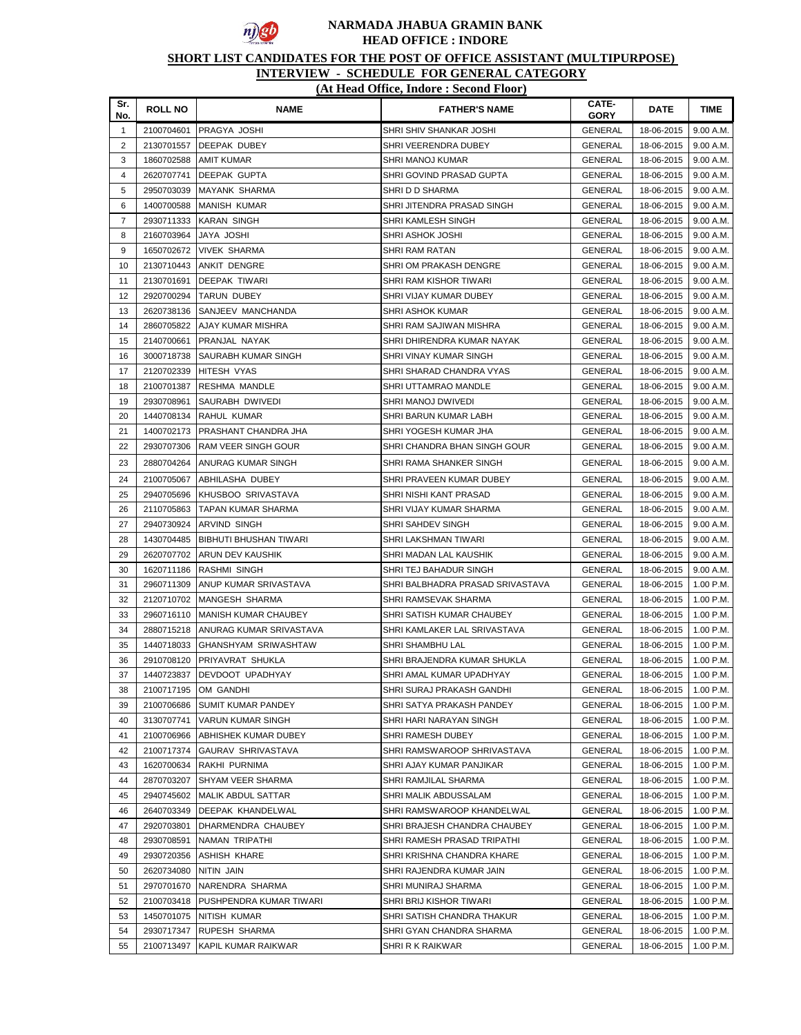# NARMADA JHABUA GRAMIN BANK

## HEAD OFFICE : INDORE

**SHORT LIST CANDIDATES FOR THE POST OF OFFICE ASSISTANT (MULTIPURPOSE)**

**INTERVIEW - SCHEDULE FOR GENERAL CATEGORY**

**(At Head Office, Indore : Second Floor)**

| Sr. No. | ROLL NO | NAME | FATHER'S NAME | CATE-GORY | DATE | TIME |
|---|---|---|---|---|---|---|
| 1 | 2100704601 | PRAGYA JOSHI | SHRI SHIV SHANKAR JOSHI | GENERAL | 18-06-2015 | 9.00 A.M. |
| 2 | 2130701557 | DEEPAK DUBEY | SHRI VEERENDRA DUBEY | GENERAL | 18-06-2015 | 9.00 A.M. |
| 3 | 1860702588 | AMIT KUMAR | SHRI MANOJ KUMAR | GENERAL | 18-06-2015 | 9.00 A.M. |
| 4 | 2620707741 | DEEPAK GUPTA | SHRI GOVIND PRASAD GUPTA | GENERAL | 18-06-2015 | 9.00 A.M. |
| 5 | 2950703039 | MAYANK SHARMA | SHRI D D SHARMA | GENERAL | 18-06-2015 | 9.00 A.M. |
| 6 | 1400700588 | MANISH KUMAR | SHRI JITENDRA PRASAD SINGH | GENERAL | 18-06-2015 | 9.00 A.M. |
| 7 | 2930711333 | KARAN SINGH | SHRI KAMLESH SINGH | GENERAL | 18-06-2015 | 9.00 A.M. |
| 8 | 2160703964 | JAYA JOSHI | SHRI ASHOK JOSHI | GENERAL | 18-06-2015 | 9.00 A.M. |
| 9 | 1650702672 | VIVEK SHARMA | SHRI RAM RATAN | GENERAL | 18-06-2015 | 9.00 A.M. |
| 10 | 2130710443 | ANKIT DENGRE | SHRI OM PRAKASH DENGRE | GENERAL | 18-06-2015 | 9.00 A.M. |
| 11 | 2130701691 | DEEPAK TIWARI | SHRI RAM KISHOR TIWARI | GENERAL | 18-06-2015 | 9.00 A.M. |
| 12 | 2920700294 | TARUN DUBEY | SHRI VIJAY KUMAR DUBEY | GENERAL | 18-06-2015 | 9.00 A.M. |
| 13 | 2620738136 | SANJEEV MANCHANDA | SHRI ASHOK KUMAR | GENERAL | 18-06-2015 | 9.00 A.M. |
| 14 | 2860705822 | AJAY KUMAR MISHRA | SHRI RAM SAJIWAN MISHRA | GENERAL | 18-06-2015 | 9.00 A.M. |
| 15 | 2140700661 | PRANJAL NAYAK | SHRI DHIRENDRA KUMAR NAYAK | GENERAL | 18-06-2015 | 9.00 A.M. |
| 16 | 3000718738 | SAURABH KUMAR SINGH | SHRI VINAY KUMAR SINGH | GENERAL | 18-06-2015 | 9.00 A.M. |
| 17 | 2120702339 | HITESH VYAS | SHRI SHARAD CHANDRA VYAS | GENERAL | 18-06-2015 | 9.00 A.M. |
| 18 | 2100701387 | RESHMA MANDLE | SHRI UTTAMRAO MANDLE | GENERAL | 18-06-2015 | 9.00 A.M. |
| 19 | 2930708961 | SAURABH DWIVEDI | SHRI MANOJ DWIVEDI | GENERAL | 18-06-2015 | 9.00 A.M. |
| 20 | 1440708134 | RAHUL KUMAR | SHRI BARUN KUMAR LABH | GENERAL | 18-06-2015 | 9.00 A.M. |
| 21 | 1400702173 | PRASHANT CHANDRA JHA | SHRI YOGESH KUMAR JHA | GENERAL | 18-06-2015 | 9.00 A.M. |
| 22 | 2930707306 | RAM VEER SINGH GOUR | SHRI CHANDRA BHAN SINGH GOUR | GENERAL | 18-06-2015 | 9.00 A.M. |
| 23 | 2880704264 | ANURAG KUMAR SINGH | SHRI RAMA SHANKER SINGH | GENERAL | 18-06-2015 | 9.00 A.M. |
| 24 | 2100705067 | ABHILASHA DUBEY | SHRI PRAVEEN KUMAR DUBEY | GENERAL | 18-06-2015 | 9.00 A.M. |
| 25 | 2940705696 | KHUSBOO SRIVASTAVA | SHRI NISHI KANT PRASAD | GENERAL | 18-06-2015 | 9.00 A.M. |
| 26 | 2110705863 | TAPAN KUMAR SHARMA | SHRI VIJAY KUMAR SHARMA | GENERAL | 18-06-2015 | 9.00 A.M. |
| 27 | 2940730924 | ARVIND SINGH | SHRI SAHDEV SINGH | GENERAL | 18-06-2015 | 9.00 A.M. |
| 28 | 1430704485 | BIBHUTI BHUSHAN TIWARI | SHRI LAKSHMAN TIWARI | GENERAL | 18-06-2015 | 9.00 A.M. |
| 29 | 2620707702 | ARUN DEV KAUSHIK | SHRI MADAN LAL KAUSHIK | GENERAL | 18-06-2015 | 9.00 A.M. |
| 30 | 1620711186 | RASHMI SINGH | SHRI TEJ BAHADUR SINGH | GENERAL | 18-06-2015 | 9.00 A.M. |
| 31 | 2960711309 | ANUP KUMAR SRIVASTAVA | SHRI BALBHADRA PRASAD SRIVASTAVA | GENERAL | 18-06-2015 | 1.00 P.M. |
| 32 | 2120710702 | MANGESH SHARMA | SHRI RAMSEVAK SHARMA | GENERAL | 18-06-2015 | 1.00 P.M. |
| 33 | 2960716110 | MANISH KUMAR CHAUBEY | SHRI SATISH KUMAR CHAUBEY | GENERAL | 18-06-2015 | 1.00 P.M. |
| 34 | 2880715218 | ANURAG KUMAR SRIVASTAVA | SHRI KAMLAKER LAL SRIVASTAVA | GENERAL | 18-06-2015 | 1.00 P.M. |
| 35 | 1440718033 | GHANSHYAM SRIWASHTAW | SHRI SHAMBHU LAL | GENERAL | 18-06-2015 | 1.00 P.M. |
| 36 | 2910708120 | PRIYAVRAT SHUKLA | SHRI BRAJENDRA KUMAR SHUKLA | GENERAL | 18-06-2015 | 1.00 P.M. |
| 37 | 1440723837 | DEVDOOT UPADHYAY | SHRI AMAL KUMAR UPADHYAY | GENERAL | 18-06-2015 | 1.00 P.M. |
| 38 | 2100717195 | OM GANDHI | SHRI SURAJ PRAKASH GANDHI | GENERAL | 18-06-2015 | 1.00 P.M. |
| 39 | 2100706686 | SUMIT KUMAR PANDEY | SHRI SATYA PRAKASH PANDEY | GENERAL | 18-06-2015 | 1.00 P.M. |
| 40 | 3130707741 | VARUN KUMAR SINGH | SHRI HARI NARAYAN SINGH | GENERAL | 18-06-2015 | 1.00 P.M. |
| 41 | 2100706966 | ABHISHEK KUMAR DUBEY | SHRI RAMESH DUBEY | GENERAL | 18-06-2015 | 1.00 P.M. |
| 42 | 2100717374 | GAURAV SHRIVASTAVA | SHRI RAMSWAROOP SHRIVASTAVA | GENERAL | 18-06-2015 | 1.00 P.M. |
| 43 | 1620700634 | RAKHI PURNIMA | SHRI AJAY KUMAR PANJIKAR | GENERAL | 18-06-2015 | 1.00 P.M. |
| 44 | 2870703207 | SHYAM VEER SHARMA | SHRI RAMJILAL SHARMA | GENERAL | 18-06-2015 | 1.00 P.M. |
| 45 | 2940745602 | MALIK ABDUL SATTAR | SHRI MALIK ABDUSSALAM | GENERAL | 18-06-2015 | 1.00 P.M. |
| 46 | 2640703349 | DEEPAK KHANDELWAL | SHRI RAMSWAROOP KHANDELWAL | GENERAL | 18-06-2015 | 1.00 P.M. |
| 47 | 2920703801 | DHARMENDRA CHAUBEY | SHRI BRAJESH CHANDRA CHAUBEY | GENERAL | 18-06-2015 | 1.00 P.M. |
| 48 | 2930708591 | NAMAN TRIPATHI | SHRI RAMESH PRASAD TRIPATHI | GENERAL | 18-06-2015 | 1.00 P.M. |
| 49 | 2930720356 | ASHISH KHARE | SHRI KRISHNA CHANDRA KHARE | GENERAL | 18-06-2015 | 1.00 P.M. |
| 50 | 2620734080 | NITIN JAIN | SHRI RAJENDRA KUMAR JAIN | GENERAL | 18-06-2015 | 1.00 P.M. |
| 51 | 2970701670 | NARENDRA SHARMA | SHRI MUNIRAJ SHARMA | GENERAL | 18-06-2015 | 1.00 P.M. |
| 52 | 2100703418 | PUSHPENDRA KUMAR TIWARI | SHRI BRIJ KISHOR TIWARI | GENERAL | 18-06-2015 | 1.00 P.M. |
| 53 | 1450701075 | NITISH KUMAR | SHRI SATISH CHANDRA THAKUR | GENERAL | 18-06-2015 | 1.00 P.M. |
| 54 | 2930717347 | RUPESH SHARMA | SHRI GYAN CHANDRA SHARMA | GENERAL | 18-06-2015 | 1.00 P.M. |
| 55 | 2100713497 | KAPIL KUMAR RAIKWAR | SHRI R K RAIKWAR | GENERAL | 18-06-2015 | 1.00 P.M. |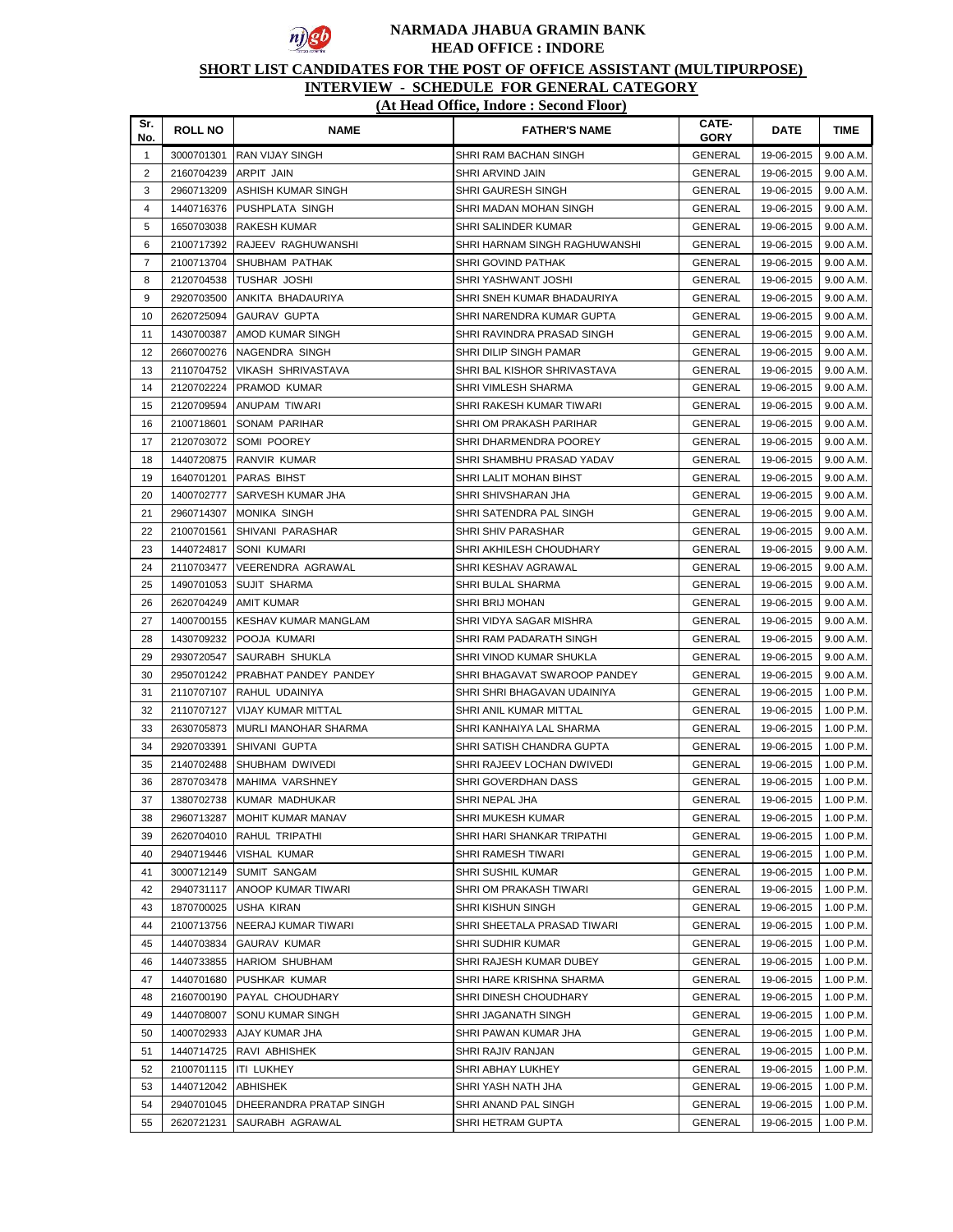# NARMADA JHABUA GRAMIN BANK
## HEAD OFFICE : INDORE

**SHORT LIST CANDIDATES FOR THE POST OF OFFICE ASSISTANT (MULTIPURPOSE)**

**INTERVIEW - SCHEDULE FOR GENERAL CATEGORY**

**(At Head Office, Indore : Second Floor)**

| Sr. No. | ROLL NO | NAME | FATHER'S NAME | CATE-GORY | DATE | TIME |
|---|---|---|---|---|---|---|
| 1 | 3000701301 | RAN VIJAY SINGH | SHRI RAM BACHAN SINGH | GENERAL | 19-06-2015 | 9.00 A.M. |
| 2 | 2160704239 | ARPIT JAIN | SHRI ARVIND JAIN | GENERAL | 19-06-2015 | 9.00 A.M. |
| 3 | 2960713209 | ASHISH KUMAR SINGH | SHRI GAURESH SINGH | GENERAL | 19-06-2015 | 9.00 A.M. |
| 4 | 1440716376 | PUSHPLATA SINGH | SHRI MADAN MOHAN SINGH | GENERAL | 19-06-2015 | 9.00 A.M. |
| 5 | 1650703038 | RAKESH KUMAR | SHRI SALINDER KUMAR | GENERAL | 19-06-2015 | 9.00 A.M. |
| 6 | 2100717392 | RAJEEV RAGHUWANSHI | SHRI HARNAM SINGH RAGHUWANSHI | GENERAL | 19-06-2015 | 9.00 A.M. |
| 7 | 2100713704 | SHUBHAM PATHAK | SHRI GOVIND PATHAK | GENERAL | 19-06-2015 | 9.00 A.M. |
| 8 | 2120704538 | TUSHAR JOSHI | SHRI YASHWANT JOSHI | GENERAL | 19-06-2015 | 9.00 A.M. |
| 9 | 2920703500 | ANKITA BHADAURIYA | SHRI SNEH KUMAR BHADAURIYA | GENERAL | 19-06-2015 | 9.00 A.M. |
| 10 | 2620725094 | GAURAV GUPTA | SHRI NARENDRA KUMAR GUPTA | GENERAL | 19-06-2015 | 9.00 A.M. |
| 11 | 1430700387 | AMOD KUMAR SINGH | SHRI RAVINDRA PRASAD SINGH | GENERAL | 19-06-2015 | 9.00 A.M. |
| 12 | 2660700276 | NAGENDRA SINGH | SHRI DILIP SINGH PAMAR | GENERAL | 19-06-2015 | 9.00 A.M. |
| 13 | 2110704752 | VIKASH SHRIVASTAVA | SHRI BAL KISHOR SHRIVASTAVA | GENERAL | 19-06-2015 | 9.00 A.M. |
| 14 | 2120702224 | PRAMOD KUMAR | SHRI VIMLESH SHARMA | GENERAL | 19-06-2015 | 9.00 A.M. |
| 15 | 2120709594 | ANUPAM TIWARI | SHRI RAKESH KUMAR TIWARI | GENERAL | 19-06-2015 | 9.00 A.M. |
| 16 | 2100718601 | SONAM PARIHAR | SHRI OM PRAKASH PARIHAR | GENERAL | 19-06-2015 | 9.00 A.M. |
| 17 | 2120703072 | SOMI POOREY | SHRI DHARMENDRA POOREY | GENERAL | 19-06-2015 | 9.00 A.M. |
| 18 | 1440720875 | RANVIR KUMAR | SHRI SHAMBHU PRASAD YADAV | GENERAL | 19-06-2015 | 9.00 A.M. |
| 19 | 1640701201 | PARAS BIHST | SHRI LALIT MOHAN BIHST | GENERAL | 19-06-2015 | 9.00 A.M. |
| 20 | 1400702777 | SARVESH KUMAR JHA | SHRI SHIVSHARAN JHA | GENERAL | 19-06-2015 | 9.00 A.M. |
| 21 | 2960714307 | MONIKA SINGH | SHRI SATENDRA PAL SINGH | GENERAL | 19-06-2015 | 9.00 A.M. |
| 22 | 2100701561 | SHIVANI PARASHAR | SHRI SHIV PARASHAR | GENERAL | 19-06-2015 | 9.00 A.M. |
| 23 | 1440724817 | SONI KUMARI | SHRI AKHILESH CHOUDHARY | GENERAL | 19-06-2015 | 9.00 A.M. |
| 24 | 2110703477 | VEERENDRA AGRAWAL | SHRI KESHAV AGRAWAL | GENERAL | 19-06-2015 | 9.00 A.M. |
| 25 | 1490701053 | SUJIT SHARMA | SHRI BULAL SHARMA | GENERAL | 19-06-2015 | 9.00 A.M. |
| 26 | 2620704249 | AMIT KUMAR | SHRI BRIJ MOHAN | GENERAL | 19-06-2015 | 9.00 A.M. |
| 27 | 1400700155 | KESHAV KUMAR MANGLAM | SHRI VIDYA SAGAR MISHRA | GENERAL | 19-06-2015 | 9.00 A.M. |
| 28 | 1430709232 | POOJA KUMARI | SHRI RAM PADARATH SINGH | GENERAL | 19-06-2015 | 9.00 A.M. |
| 29 | 2930720547 | SAURABH SHUKLA | SHRI VINOD KUMAR SHUKLA | GENERAL | 19-06-2015 | 9.00 A.M. |
| 30 | 2950701242 | PRABHAT PANDEY PANDEY | SHRI BHAGAVAT SWAROOP PANDEY | GENERAL | 19-06-2015 | 9.00 A.M. |
| 31 | 2110707107 | RAHUL UDAINIYA | SHRI SHRI BHAGAVAN UDAINIYA | GENERAL | 19-06-2015 | 1.00 P.M. |
| 32 | 2110707127 | VIJAY KUMAR MITTAL | SHRI ANIL KUMAR MITTAL | GENERAL | 19-06-2015 | 1.00 P.M. |
| 33 | 2630705873 | MURLI MANOHAR SHARMA | SHRI KANHAIYA LAL SHARMA | GENERAL | 19-06-2015 | 1.00 P.M. |
| 34 | 2920703391 | SHIVANI GUPTA | SHRI SATISH CHANDRA GUPTA | GENERAL | 19-06-2015 | 1.00 P.M. |
| 35 | 2140702488 | SHUBHAM DWIVEDI | SHRI RAJEEV LOCHAN DWIVEDI | GENERAL | 19-06-2015 | 1.00 P.M. |
| 36 | 2870703478 | MAHIMA VARSHNEY | SHRI GOVERDHAN DASS | GENERAL | 19-06-2015 | 1.00 P.M. |
| 37 | 1380702738 | KUMAR MADHUKAR | SHRI NEPAL JHA | GENERAL | 19-06-2015 | 1.00 P.M. |
| 38 | 2960713287 | MOHIT KUMAR MANAV | SHRI MUKESH KUMAR | GENERAL | 19-06-2015 | 1.00 P.M. |
| 39 | 2620704010 | RAHUL TRIPATHI | SHRI HARI SHANKAR TRIPATHI | GENERAL | 19-06-2015 | 1.00 P.M. |
| 40 | 2940719446 | VISHAL KUMAR | SHRI RAMESH TIWARI | GENERAL | 19-06-2015 | 1.00 P.M. |
| 41 | 3000712149 | SUMIT SANGAM | SHRI SUSHIL KUMAR | GENERAL | 19-06-2015 | 1.00 P.M. |
| 42 | 2940731117 | ANOOP KUMAR TIWARI | SHRI OM PRAKASH TIWARI | GENERAL | 19-06-2015 | 1.00 P.M. |
| 43 | 1870700025 | USHA KIRAN | SHRI KISHUN SINGH | GENERAL | 19-06-2015 | 1.00 P.M. |
| 44 | 2100713756 | NEERAJ KUMAR TIWARI | SHRI SHEETALA PRASAD TIWARI | GENERAL | 19-06-2015 | 1.00 P.M. |
| 45 | 1440703834 | GAURAV KUMAR | SHRI SUDHIR KUMAR | GENERAL | 19-06-2015 | 1.00 P.M. |
| 46 | 1440733855 | HARIOM SHUBHAM | SHRI RAJESH KUMAR DUBEY | GENERAL | 19-06-2015 | 1.00 P.M. |
| 47 | 1440701680 | PUSHKAR KUMAR | SHRI HARE KRISHNA SHARMA | GENERAL | 19-06-2015 | 1.00 P.M. |
| 48 | 2160700190 | PAYAL CHOUDHARY | SHRI DINESH CHOUDHARY | GENERAL | 19-06-2015 | 1.00 P.M. |
| 49 | 1440708007 | SONU KUMAR SINGH | SHRI JAGANATH SINGH | GENERAL | 19-06-2015 | 1.00 P.M. |
| 50 | 1400702933 | AJAY KUMAR JHA | SHRI PAWAN KUMAR JHA | GENERAL | 19-06-2015 | 1.00 P.M. |
| 51 | 1440714725 | RAVI ABHISHEK | SHRI RAJIV RANJAN | GENERAL | 19-06-2015 | 1.00 P.M. |
| 52 | 2100701115 | ITI LUKHEY | SHRI ABHAY LUKHEY | GENERAL | 19-06-2015 | 1.00 P.M. |
| 53 | 1440712042 | ABHISHEK | SHRI YASH NATH JHA | GENERAL | 19-06-2015 | 1.00 P.M. |
| 54 | 2940701045 | DHEERANDRA PRATAP SINGH | SHRI ANAND PAL SINGH | GENERAL | 19-06-2015 | 1.00 P.M. |
| 55 | 2620721231 | SAURABH AGRAWAL | SHRI HETRAM GUPTA | GENERAL | 19-06-2015 | 1.00 P.M. |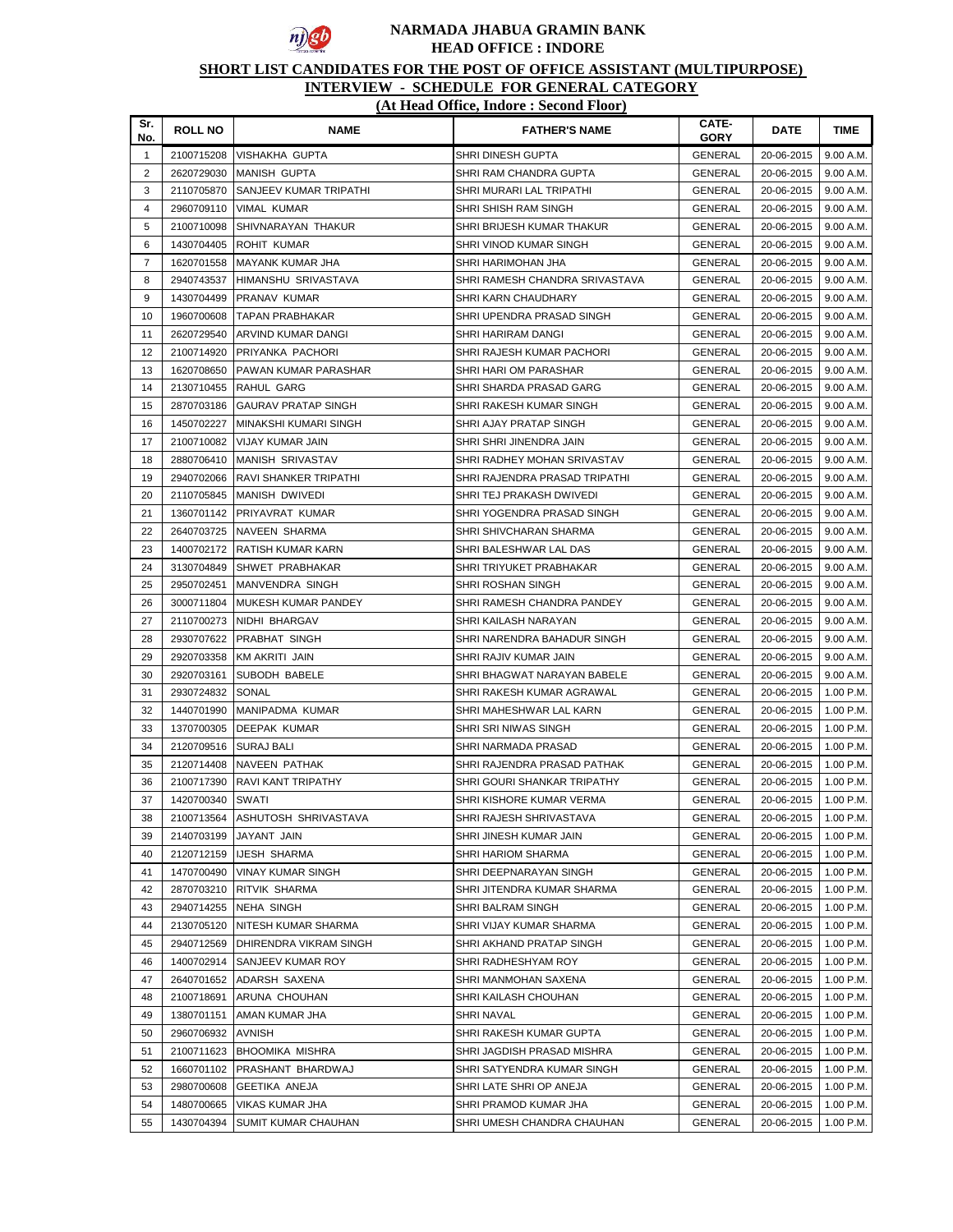# NARMADA JHABUA GRAMIN BANK
## HEAD OFFICE : INDORE

**SHORT LIST CANDIDATES FOR THE POST OF OFFICE ASSISTANT (MULTIPURPOSE)**

**INTERVIEW - SCHEDULE FOR GENERAL CATEGORY**

**(At Head Office, Indore : Second Floor)**

| Sr. No. | ROLL NO | NAME | FATHER'S NAME | CATE-GORY | DATE | TIME |
|---|---|---|---|---|---|---|
| 1 | 2100715208 | VISHAKHA GUPTA | SHRI DINESH GUPTA | GENERAL | 20-06-2015 | 9.00 A.M. |
| 2 | 2620729030 | MANISH GUPTA | SHRI RAM CHANDRA GUPTA | GENERAL | 20-06-2015 | 9.00 A.M. |
| 3 | 2110705870 | SANJEEV KUMAR TRIPATHI | SHRI MURARI LAL TRIPATHI | GENERAL | 20-06-2015 | 9.00 A.M. |
| 4 | 2960709110 | VIMAL KUMAR | SHRI SHISH RAM SINGH | GENERAL | 20-06-2015 | 9.00 A.M. |
| 5 | 2100710098 | SHIVNARAYAN THAKUR | SHRI BRIJESH KUMAR THAKUR | GENERAL | 20-06-2015 | 9.00 A.M. |
| 6 | 1430704405 | ROHIT KUMAR | SHRI VINOD KUMAR SINGH | GENERAL | 20-06-2015 | 9.00 A.M. |
| 7 | 1620701558 | MAYANK KUMAR JHA | SHRI HARIMOHAN JHA | GENERAL | 20-06-2015 | 9.00 A.M. |
| 8 | 2940743537 | HIMANSHU SRIVASTAVA | SHRI RAMESH CHANDRA SRIVASTAVA | GENERAL | 20-06-2015 | 9.00 A.M. |
| 9 | 1430704499 | PRANAV KUMAR | SHRI KARN CHAUDHARY | GENERAL | 20-06-2015 | 9.00 A.M. |
| 10 | 1960700608 | TAPAN PRABHAKAR | SHRI UPENDRA PRASAD SINGH | GENERAL | 20-06-2015 | 9.00 A.M. |
| 11 | 2620729540 | ARVIND KUMAR DANGI | SHRI HARIRAM DANGI | GENERAL | 20-06-2015 | 9.00 A.M. |
| 12 | 2100714920 | PRIYANKA PACHORI | SHRI RAJESH KUMAR PACHORI | GENERAL | 20-06-2015 | 9.00 A.M. |
| 13 | 1620708650 | PAWAN KUMAR PARASHAR | SHRI HARI OM PARASHAR | GENERAL | 20-06-2015 | 9.00 A.M. |
| 14 | 2130710455 | RAHUL GARG | SHRI SHARDA PRASAD GARG | GENERAL | 20-06-2015 | 9.00 A.M. |
| 15 | 2870703186 | GAURAV PRATAP SINGH | SHRI RAKESH KUMAR SINGH | GENERAL | 20-06-2015 | 9.00 A.M. |
| 16 | 1450702227 | MINAKSHI KUMARI SINGH | SHRI AJAY PRATAP SINGH | GENERAL | 20-06-2015 | 9.00 A.M. |
| 17 | 2100710082 | VIJAY KUMAR JAIN | SHRI SHRI JINENDRA JAIN | GENERAL | 20-06-2015 | 9.00 A.M. |
| 18 | 2880706410 | MANISH SRIVASTAV | SHRI RADHEY MOHAN SRIVASTAV | GENERAL | 20-06-2015 | 9.00 A.M. |
| 19 | 2940702066 | RAVI SHANKER TRIPATHI | SHRI RAJENDRA PRASAD TRIPATHI | GENERAL | 20-06-2015 | 9.00 A.M. |
| 20 | 2110705845 | MANISH DWIVEDI | SHRI TEJ PRAKASH DWIVEDI | GENERAL | 20-06-2015 | 9.00 A.M. |
| 21 | 1360701142 | PRIYAVRAT KUMAR | SHRI YOGENDRA PRASAD SINGH | GENERAL | 20-06-2015 | 9.00 A.M. |
| 22 | 2640703725 | NAVEEN SHARMA | SHRI SHIVCHARAN SHARMA | GENERAL | 20-06-2015 | 9.00 A.M. |
| 23 | 1400702172 | RATISH KUMAR KARN | SHRI BALESHWAR LAL DAS | GENERAL | 20-06-2015 | 9.00 A.M. |
| 24 | 3130704849 | SHWET PRABHAKAR | SHRI TRIYUKET PRABHAKAR | GENERAL | 20-06-2015 | 9.00 A.M. |
| 25 | 2950702451 | MANVENDRA SINGH | SHRI ROSHAN SINGH | GENERAL | 20-06-2015 | 9.00 A.M. |
| 26 | 3000711804 | MUKESH KUMAR PANDEY | SHRI RAMESH CHANDRA PANDEY | GENERAL | 20-06-2015 | 9.00 A.M. |
| 27 | 2110700273 | NIDHI BHARGAV | SHRI KAILASH NARAYAN | GENERAL | 20-06-2015 | 9.00 A.M. |
| 28 | 2930707622 | PRABHAT SINGH | SHRI NARENDRA BAHADUR SINGH | GENERAL | 20-06-2015 | 9.00 A.M. |
| 29 | 2920703358 | KM AKRITI JAIN | SHRI RAJIV KUMAR JAIN | GENERAL | 20-06-2015 | 9.00 A.M. |
| 30 | 2920703161 | SUBODH BABELE | SHRI BHAGWAT NARAYAN BABELE | GENERAL | 20-06-2015 | 9.00 A.M. |
| 31 | 2930724832 | SONAL | SHRI RAKESH KUMAR AGRAWAL | GENERAL | 20-06-2015 | 1.00 P.M. |
| 32 | 1440701990 | MANIPADMA KUMAR | SHRI MAHESHWAR LAL KARN | GENERAL | 20-06-2015 | 1.00 P.M. |
| 33 | 1370700305 | DEEPAK KUMAR | SHRI SRI NIWAS SINGH | GENERAL | 20-06-2015 | 1.00 P.M. |
| 34 | 2120709516 | SURAJ BALI | SHRI NARMADA PRASAD | GENERAL | 20-06-2015 | 1.00 P.M. |
| 35 | 2120714408 | NAVEEN PATHAK | SHRI RAJENDRA PRASAD PATHAK | GENERAL | 20-06-2015 | 1.00 P.M. |
| 36 | 2100717390 | RAVI KANT TRIPATHY | SHRI GOURI SHANKAR TRIPATHY | GENERAL | 20-06-2015 | 1.00 P.M. |
| 37 | 1420700340 | SWATI | SHRI KISHORE KUMAR VERMA | GENERAL | 20-06-2015 | 1.00 P.M. |
| 38 | 2100713564 | ASHUTOSH SHRIVASTAVA | SHRI RAJESH SHRIVASTAVA | GENERAL | 20-06-2015 | 1.00 P.M. |
| 39 | 2140703199 | JAYANT JAIN | SHRI JINESH KUMAR JAIN | GENERAL | 20-06-2015 | 1.00 P.M. |
| 40 | 2120712159 | IJESH SHARMA | SHRI HARIOM SHARMA | GENERAL | 20-06-2015 | 1.00 P.M. |
| 41 | 1470700490 | VINAY KUMAR SINGH | SHRI DEEPNARAYAN SINGH | GENERAL | 20-06-2015 | 1.00 P.M. |
| 42 | 2870703210 | RITVIK SHARMA | SHRI JITENDRA KUMAR SHARMA | GENERAL | 20-06-2015 | 1.00 P.M. |
| 43 | 2940714255 | NEHA SINGH | SHRI BALRAM SINGH | GENERAL | 20-06-2015 | 1.00 P.M. |
| 44 | 2130705120 | NITESH KUMAR SHARMA | SHRI VIJAY KUMAR SHARMA | GENERAL | 20-06-2015 | 1.00 P.M. |
| 45 | 2940712569 | DHIRENDRA VIKRAM SINGH | SHRI AKHAND PRATAP SINGH | GENERAL | 20-06-2015 | 1.00 P.M. |
| 46 | 1400702914 | SANJEEV KUMAR ROY | SHRI RADHESHYAM ROY | GENERAL | 20-06-2015 | 1.00 P.M. |
| 47 | 2640701652 | ADARSH SAXENA | SHRI MANMOHAN SAXENA | GENERAL | 20-06-2015 | 1.00 P.M. |
| 48 | 2100718691 | ARUNA CHOUHAN | SHRI KAILASH CHOUHAN | GENERAL | 20-06-2015 | 1.00 P.M. |
| 49 | 1380701151 | AMAN KUMAR JHA | SHRI NAVAL | GENERAL | 20-06-2015 | 1.00 P.M. |
| 50 | 2960706932 | AVNISH | SHRI RAKESH KUMAR GUPTA | GENERAL | 20-06-2015 | 1.00 P.M. |
| 51 | 2100711623 | BHOOMIKA MISHRA | SHRI JAGDISH PRASAD MISHRA | GENERAL | 20-06-2015 | 1.00 P.M. |
| 52 | 1660701102 | PRASHANT BHARDWAJ | SHRI SATYENDRA KUMAR SINGH | GENERAL | 20-06-2015 | 1.00 P.M. |
| 53 | 2980700608 | GEETIKA ANEJA | SHRI LATE SHRI OP ANEJA | GENERAL | 20-06-2015 | 1.00 P.M. |
| 54 | 1480700665 | VIKAS KUMAR JHA | SHRI PRAMOD KUMAR JHA | GENERAL | 20-06-2015 | 1.00 P.M. |
| 55 | 1430704394 | SUMIT KUMAR CHAUHAN | SHRI UMESH CHANDRA CHAUHAN | GENERAL | 20-06-2015 | 1.00 P.M. |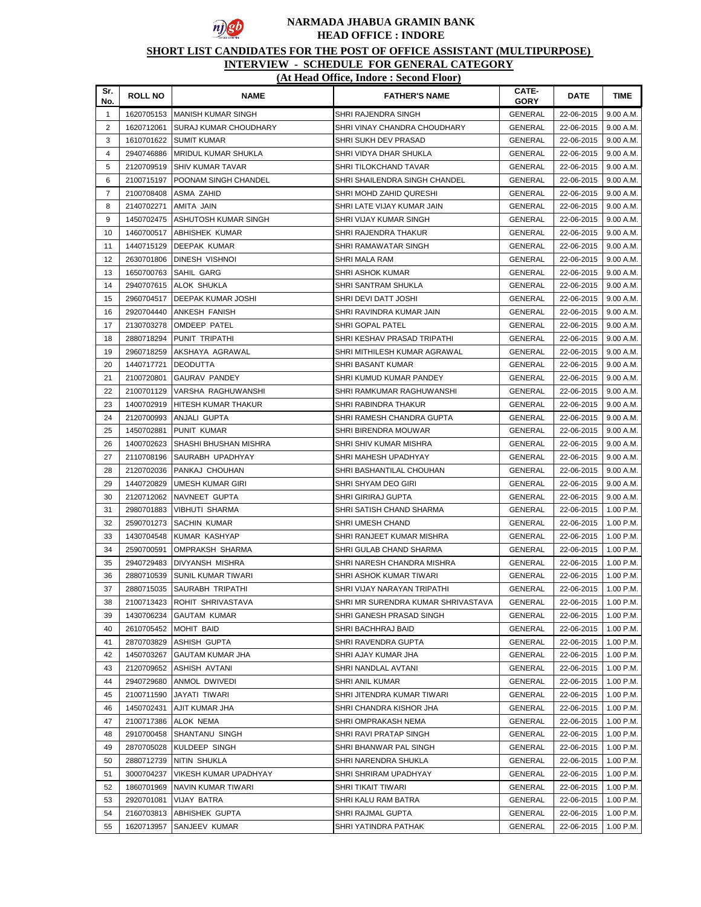# NARMADA JHABUA GRAMIN BANK
## HEAD OFFICE : INDORE

**SHORT LIST CANDIDATES FOR THE POST OF OFFICE ASSISTANT (MULTIPURPOSE)**

**INTERVIEW - SCHEDULE FOR GENERAL CATEGORY**

**(At Head Office, Indore : Second Floor)**

| Sr. No. | ROLL NO | NAME | FATHER'S NAME | CATE-GORY | DATE | TIME |
|---|---|---|---|---|---|---|
| 1 | 1620705153 | MANISH KUMAR SINGH | SHRI RAJENDRA SINGH | GENERAL | 22-06-2015 | 9.00 A.M. |
| 2 | 1620712061 | SURAJ KUMAR CHOUDHARY | SHRI VINAY CHANDRA CHOUDHARY | GENERAL | 22-06-2015 | 9.00 A.M. |
| 3 | 1610701622 | SUMIT KUMAR | SHRI SUKH DEV PRASAD | GENERAL | 22-06-2015 | 9.00 A.M. |
| 4 | 2940746886 | MRIDUL KUMAR SHUKLA | SHRI VIDYA DHAR SHUKLA | GENERAL | 22-06-2015 | 9.00 A.M. |
| 5 | 2120709519 | SHIV KUMAR TAVAR | SHRI TILOKCHAND TAVAR | GENERAL | 22-06-2015 | 9.00 A.M. |
| 6 | 2100715197 | POONAM SINGH CHANDEL | SHRI SHAILENDRA SINGH CHANDEL | GENERAL | 22-06-2015 | 9.00 A.M. |
| 7 | 2100708408 | ASMA ZAHID | SHRI MOHD ZAHID QURESHI | GENERAL | 22-06-2015 | 9.00 A.M. |
| 8 | 2140702271 | AMITA JAIN | SHRI LATE VIJAY KUMAR JAIN | GENERAL | 22-06-2015 | 9.00 A.M. |
| 9 | 1450702475 | ASHUTOSH KUMAR SINGH | SHRI VIJAY KUMAR SINGH | GENERAL | 22-06-2015 | 9.00 A.M. |
| 10 | 1460700517 | ABHISHEK KUMAR | SHRI RAJENDRA THAKUR | GENERAL | 22-06-2015 | 9.00 A.M. |
| 11 | 1440715129 | DEEPAK KUMAR | SHRI RAMAWATAR SINGH | GENERAL | 22-06-2015 | 9.00 A.M. |
| 12 | 2630701806 | DINESH VISHNOI | SHRI MALA RAM | GENERAL | 22-06-2015 | 9.00 A.M. |
| 13 | 1650700763 | SAHIL GARG | SHRI ASHOK KUMAR | GENERAL | 22-06-2015 | 9.00 A.M. |
| 14 | 2940707615 | ALOK SHUKLA | SHRI SANTRAM SHUKLA | GENERAL | 22-06-2015 | 9.00 A.M. |
| 15 | 2960704517 | DEEPAK KUMAR JOSHI | SHRI DEVI DATT JOSHI | GENERAL | 22-06-2015 | 9.00 A.M. |
| 16 | 2920704440 | ANKESH FANISH | SHRI RAVINDRA KUMAR JAIN | GENERAL | 22-06-2015 | 9.00 A.M. |
| 17 | 2130703278 | OMDEEP PATEL | SHRI GOPAL PATEL | GENERAL | 22-06-2015 | 9.00 A.M. |
| 18 | 2880718294 | PUNIT TRIPATHI | SHRI KESHAV PRASAD TRIPATHI | GENERAL | 22-06-2015 | 9.00 A.M. |
| 19 | 2960718259 | AKSHAYA AGRAWAL | SHRI MITHILESH KUMAR AGRAWAL | GENERAL | 22-06-2015 | 9.00 A.M. |
| 20 | 1440717721 | DEODUTTA | SHRI BASANT KUMAR | GENERAL | 22-06-2015 | 9.00 A.M. |
| 21 | 2100720801 | GAURAV PANDEY | SHRI KUMUD KUMAR PANDEY | GENERAL | 22-06-2015 | 9.00 A.M. |
| 22 | 2100701129 | VARSHA RAGHUWANSHI | SHRI RAMKUMAR RAGHUWANSHI | GENERAL | 22-06-2015 | 9.00 A.M. |
| 23 | 1400702919 | HITESH KUMAR THAKUR | SHRI RABINDRA THAKUR | GENERAL | 22-06-2015 | 9.00 A.M. |
| 24 | 2120700993 | ANJALI GUPTA | SHRI RAMESH CHANDRA GUPTA | GENERAL | 22-06-2015 | 9.00 A.M. |
| 25 | 1450702881 | PUNIT KUMAR | SHRI BIRENDRA MOUWAR | GENERAL | 22-06-2015 | 9.00 A.M. |
| 26 | 1400702623 | SHASHI BHUSHAN MISHRA | SHRI SHIV KUMAR MISHRA | GENERAL | 22-06-2015 | 9.00 A.M. |
| 27 | 2110708196 | SAURABH UPADHYAY | SHRI MAHESH UPADHYAY | GENERAL | 22-06-2015 | 9.00 A.M. |
| 28 | 2120702036 | PANKAJ CHOUHAN | SHRI BASHANTILAL CHOUHAN | GENERAL | 22-06-2015 | 9.00 A.M. |
| 29 | 1440720829 | UMESH KUMAR GIRI | SHRI SHYAM DEO GIRI | GENERAL | 22-06-2015 | 9.00 A.M. |
| 30 | 2120712062 | NAVNEET GUPTA | SHRI GIRIRAJ GUPTA | GENERAL | 22-06-2015 | 9.00 A.M. |
| 31 | 2980701883 | VIBHUTI SHARMA | SHRI SATISH CHAND SHARMA | GENERAL | 22-06-2015 | 1.00 P.M. |
| 32 | 2590701273 | SACHIN KUMAR | SHRI UMESH CHAND | GENERAL | 22-06-2015 | 1.00 P.M. |
| 33 | 1430704548 | KUMAR KASHYAP | SHRI RANJEET KUMAR MISHRA | GENERAL | 22-06-2015 | 1.00 P.M. |
| 34 | 2590700591 | OMPRAKSH SHARMA | SHRI GULAB CHAND SHARMA | GENERAL | 22-06-2015 | 1.00 P.M. |
| 35 | 2940729483 | DIVYANSH MISHRA | SHRI NARESH CHANDRA MISHRA | GENERAL | 22-06-2015 | 1.00 P.M. |
| 36 | 2880710539 | SUNIL KUMAR TIWARI | SHRI ASHOK KUMAR TIWARI | GENERAL | 22-06-2015 | 1.00 P.M. |
| 37 | 2880715035 | SAURABH TRIPATHI | SHRI VIJAY NARAYAN TRIPATHI | GENERAL | 22-06-2015 | 1.00 P.M. |
| 38 | 2100713423 | ROHIT SHRIVASTAVA | SHRI MR SURENDRA KUMAR SHRIVASTAVA | GENERAL | 22-06-2015 | 1.00 P.M. |
| 39 | 1430706234 | GAUTAM KUMAR | SHRI GANESH PRASAD SINGH | GENERAL | 22-06-2015 | 1.00 P.M. |
| 40 | 2610705452 | MOHIT BAID | SHRI BACHHRAJ BAID | GENERAL | 22-06-2015 | 1.00 P.M. |
| 41 | 2870703829 | ASHISH GUPTA | SHRI RAVENDRA GUPTA | GENERAL | 22-06-2015 | 1.00 P.M. |
| 42 | 1450703267 | GAUTAM KUMAR JHA | SHRI AJAY KUMAR JHA | GENERAL | 22-06-2015 | 1.00 P.M. |
| 43 | 2120709652 | ASHISH AVTANI | SHRI NANDLAL AVTANI | GENERAL | 22-06-2015 | 1.00 P.M. |
| 44 | 2940729680 | ANMOL DWIVEDI | SHRI ANIL KUMAR | GENERAL | 22-06-2015 | 1.00 P.M. |
| 45 | 2100711590 | JAYATI TIWARI | SHRI JITENDRA KUMAR TIWARI | GENERAL | 22-06-2015 | 1.00 P.M. |
| 46 | 1450702431 | AJIT KUMAR JHA | SHRI CHANDRA KISHOR JHA | GENERAL | 22-06-2015 | 1.00 P.M. |
| 47 | 2100717386 | ALOK NEMA | SHRI OMPRAKASH NEMA | GENERAL | 22-06-2015 | 1.00 P.M. |
| 48 | 2910700458 | SHANTANU SINGH | SHRI RAVI PRATAP SINGH | GENERAL | 22-06-2015 | 1.00 P.M. |
| 49 | 2870705028 | KULDEEP SINGH | SHRI BHANWAR PAL SINGH | GENERAL | 22-06-2015 | 1.00 P.M. |
| 50 | 2880712739 | NITIN SHUKLA | SHRI NARENDRA SHUKLA | GENERAL | 22-06-2015 | 1.00 P.M. |
| 51 | 3000704237 | VIKESH KUMAR UPADHYAY | SHRI SHRIRAM UPADHYAY | GENERAL | 22-06-2015 | 1.00 P.M. |
| 52 | 1860701969 | NAVIN KUMAR TIWARI | SHRI TIKAIT TIWARI | GENERAL | 22-06-2015 | 1.00 P.M. |
| 53 | 2920701081 | VIJAY BATRA | SHRI KALU RAM BATRA | GENERAL | 22-06-2015 | 1.00 P.M. |
| 54 | 2160703813 | ABHISHEK GUPTA | SHRI RAJMAL GUPTA | GENERAL | 22-06-2015 | 1.00 P.M. |
| 55 | 1620713957 | SANJEEV KUMAR | SHRI YATINDRA PATHAK | GENERAL | 22-06-2015 | 1.00 P.M. |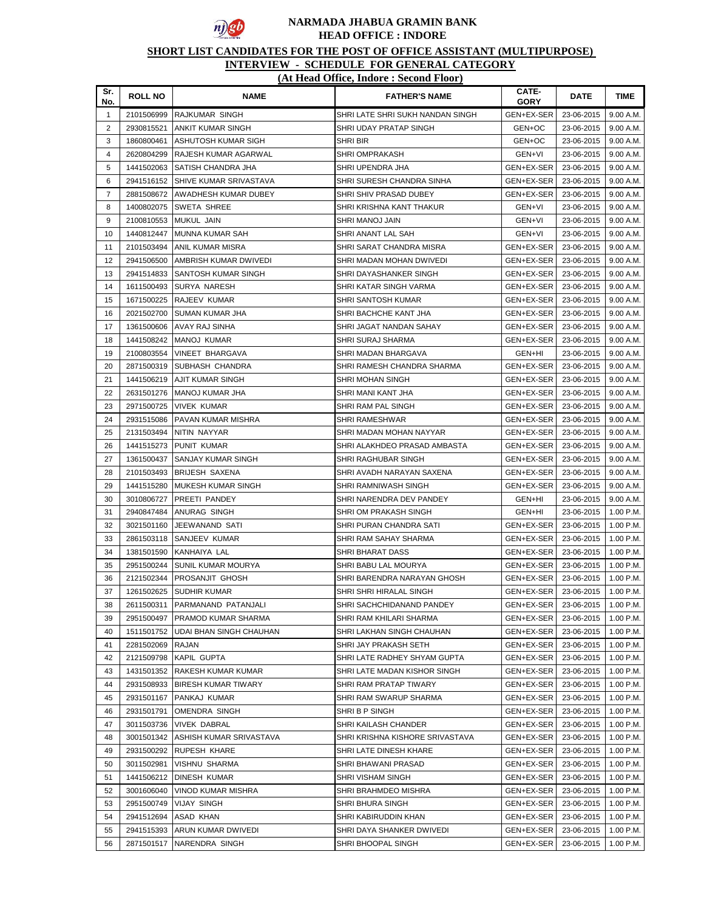# NARMADA JHABUA GRAMIN BANK

## HEAD OFFICE : INDORE

## SHORT LIST CANDIDATES FOR THE POST OF OFFICE ASSISTANT (MULTIPURPOSE)

## INTERVIEW - SCHEDULE FOR GENERAL CATEGORY

## (At Head Office, Indore : Second Floor)

| Sr. No. | ROLL NO | NAME | FATHER'S NAME | CATE-GORY | DATE | TIME |
|---|---|---|---|---|---|---|
| 1 | 2101506999 | RAJKUMAR SINGH | SHRI LATE SHRI SUKH NANDAN SINGH | GEN+EX-SER | 23-06-2015 | 9.00 A.M. |
| 2 | 2930815521 | ANKIT KUMAR SINGH | SHRI UDAY PRATAP SINGH | GEN+OC | 23-06-2015 | 9.00 A.M. |
| 3 | 1860800461 | ASHUTOSH KUMAR SIGH | SHRI BIR | GEN+OC | 23-06-2015 | 9.00 A.M. |
| 4 | 2620804299 | RAJESH KUMAR AGARWAL | SHRI OMPRAKASH | GEN+VI | 23-06-2015 | 9.00 A.M. |
| 5 | 1441502063 | SATISH CHANDRA JHA | SHRI UPENDRA JHA | GEN+EX-SER | 23-06-2015 | 9.00 A.M. |
| 6 | 2941516152 | SHIVE KUMAR SRIVASTAVA | SHRI SURESH CHANDRA SINHA | GEN+EX-SER | 23-06-2015 | 9.00 A.M. |
| 7 | 2881508672 | AWADHESH KUMAR DUBEY | SHRI SHIV PRASAD DUBEY | GEN+EX-SER | 23-06-2015 | 9.00 A.M. |
| 8 | 1400802075 | SWETA SHREE | SHRI KRISHNA KANT THAKUR | GEN+VI | 23-06-2015 | 9.00 A.M. |
| 9 | 2100810553 | MUKUL JAIN | SHRI MANOJ JAIN | GEN+VI | 23-06-2015 | 9.00 A.M. |
| 10 | 1440812447 | MUNNA KUMAR SAH | SHRI ANANT LAL SAH | GEN+VI | 23-06-2015 | 9.00 A.M. |
| 11 | 2101503494 | ANIL KUMAR MISRA | SHRI SARAT CHANDRA MISRA | GEN+EX-SER | 23-06-2015 | 9.00 A.M. |
| 12 | 2941506500 | AMBRISH KUMAR DWIVEDI | SHRI MADAN MOHAN DWIVEDI | GEN+EX-SER | 23-06-2015 | 9.00 A.M. |
| 13 | 2941514833 | SANTOSH KUMAR SINGH | SHRI DAYASHANKER SINGH | GEN+EX-SER | 23-06-2015 | 9.00 A.M. |
| 14 | 1611500493 | SURYA NARESH | SHRI KATAR SINGH VARMA | GEN+EX-SER | 23-06-2015 | 9.00 A.M. |
| 15 | 1671500225 | RAJEEV KUMAR | SHRI SANTOSH KUMAR | GEN+EX-SER | 23-06-2015 | 9.00 A.M. |
| 16 | 2021502700 | SUMAN KUMAR JHA | SHRI BACHCHE KANT JHA | GEN+EX-SER | 23-06-2015 | 9.00 A.M. |
| 17 | 1361500606 | AVAY RAJ SINHA | SHRI JAGAT NANDAN SAHAY | GEN+EX-SER | 23-06-2015 | 9.00 A.M. |
| 18 | 1441508242 | MANOJ KUMAR | SHRI SURAJ SHARMA | GEN+EX-SER | 23-06-2015 | 9.00 A.M. |
| 19 | 2100803554 | VINEET BHARGAVA | SHRI MADAN BHARGAVA | GEN+HI | 23-06-2015 | 9.00 A.M. |
| 20 | 2871500319 | SUBHASH CHANDRA | SHRI RAMESH CHANDRA SHARMA | GEN+EX-SER | 23-06-2015 | 9.00 A.M. |
| 21 | 1441506219 | AJIT KUMAR SINGH | SHRI MOHAN SINGH | GEN+EX-SER | 23-06-2015 | 9.00 A.M. |
| 22 | 2631501276 | MANOJ KUMAR JHA | SHRI MANI KANT JHA | GEN+EX-SER | 23-06-2015 | 9.00 A.M. |
| 23 | 2971500725 | VIVEK KUMAR | SHRI RAM PAL SINGH | GEN+EX-SER | 23-06-2015 | 9.00 A.M. |
| 24 | 2931515086 | PAVAN KUMAR MISHRA | SHRI RAMESHWAR | GEN+EX-SER | 23-06-2015 | 9.00 A.M. |
| 25 | 2131503494 | NITIN NAYYAR | SHRI MADAN MOHAN NAYYAR | GEN+EX-SER | 23-06-2015 | 9.00 A.M. |
| 26 | 1441515273 | PUNIT KUMAR | SHRI ALAKHDEO PRASAD AMBASTA | GEN+EX-SER | 23-06-2015 | 9.00 A.M. |
| 27 | 1361500437 | SANJAY KUMAR SINGH | SHRI RAGHUBAR SINGH | GEN+EX-SER | 23-06-2015 | 9.00 A.M. |
| 28 | 2101503493 | BRIJESH SAXENA | SHRI AVADH NARAYAN SAXENA | GEN+EX-SER | 23-06-2015 | 9.00 A.M. |
| 29 | 1441515280 | MUKESH KUMAR SINGH | SHRI RAMNIWASH SINGH | GEN+EX-SER | 23-06-2015 | 9.00 A.M. |
| 30 | 3010806727 | PREETI PANDEY | SHRI NARENDRA DEV PANDEY | GEN+HI | 23-06-2015 | 9.00 A.M. |
| 31 | 2940847484 | ANURAG SINGH | SHRI OM PRAKASH SINGH | GEN+HI | 23-06-2015 | 1.00 P.M. |
| 32 | 3021501160 | JEEWANAND SATI | SHRI PURAN CHANDRA SATI | GEN+EX-SER | 23-06-2015 | 1.00 P.M. |
| 33 | 2861503118 | SANJEEV KUMAR | SHRI RAM SAHAY SHARMA | GEN+EX-SER | 23-06-2015 | 1.00 P.M. |
| 34 | 1381501590 | KANHAIYA LAL | SHRI BHARAT DASS | GEN+EX-SER | 23-06-2015 | 1.00 P.M. |
| 35 | 2951500244 | SUNIL KUMAR MOURYA | SHRI BABU LAL MOURYA | GEN+EX-SER | 23-06-2015 | 1.00 P.M. |
| 36 | 2121502344 | PROSANJIT GHOSH | SHRI BARENDRA NARAYAN GHOSH | GEN+EX-SER | 23-06-2015 | 1.00 P.M. |
| 37 | 1261502625 | SUDHIR KUMAR | SHRI SHRI HIRALAL SINGH | GEN+EX-SER | 23-06-2015 | 1.00 P.M. |
| 38 | 2611500311 | PARMANAND PATANJALI | SHRI SACHCHIDANAND PANDEY | GEN+EX-SER | 23-06-2015 | 1.00 P.M. |
| 39 | 2951500497 | PRAMOD KUMAR SHARMA | SHRI RAM KHILARI SHARMA | GEN+EX-SER | 23-06-2015 | 1.00 P.M. |
| 40 | 1511501752 | UDAI BHAN SINGH CHAUHAN | SHRI LAKHAN SINGH CHAUHAN | GEN+EX-SER | 23-06-2015 | 1.00 P.M. |
| 41 | 2281502069 | RAJAN | SHRI JAY PRAKASH SETH | GEN+EX-SER | 23-06-2015 | 1.00 P.M. |
| 42 | 2121509798 | KAPIL GUPTA | SHRI LATE RADHEY SHYAM GUPTA | GEN+EX-SER | 23-06-2015 | 1.00 P.M. |
| 43 | 1431501352 | RAKESH KUMAR KUMAR | SHRI LATE MADAN KISHOR SINGH | GEN+EX-SER | 23-06-2015 | 1.00 P.M. |
| 44 | 2931508933 | BIRESH KUMAR TIWARY | SHRI RAM PRATAP TIWARY | GEN+EX-SER | 23-06-2015 | 1.00 P.M. |
| 45 | 2931501167 | PANKAJ KUMAR | SHRI RAM SWARUP SHARMA | GEN+EX-SER | 23-06-2015 | 1.00 P.M. |
| 46 | 2931501791 | OMENDRA SINGH | SHRI B P SINGH | GEN+EX-SER | 23-06-2015 | 1.00 P.M. |
| 47 | 3011503736 | VIVEK DABRAL | SHRI KAILASH CHANDER | GEN+EX-SER | 23-06-2015 | 1.00 P.M. |
| 48 | 3001501342 | ASHISH KUMAR SRIVASTAVA | SHRI KRISHNA KISHORE SRIVASTAVA | GEN+EX-SER | 23-06-2015 | 1.00 P.M. |
| 49 | 2931500292 | RUPESH KHARE | SHRI LATE DINESH KHARE | GEN+EX-SER | 23-06-2015 | 1.00 P.M. |
| 50 | 3011502981 | VISHNU SHARMA | SHRI BHAWANI PRASAD | GEN+EX-SER | 23-06-2015 | 1.00 P.M. |
| 51 | 1441506212 | DINESH KUMAR | SHRI VISHAM SINGH | GEN+EX-SER | 23-06-2015 | 1.00 P.M. |
| 52 | 3001606040 | VINOD KUMAR MISHRA | SHRI BRAHMDEO MISHRA | GEN+EX-SER | 23-06-2015 | 1.00 P.M. |
| 53 | 2951500749 | VIJAY SINGH | SHRI BHURA SINGH | GEN+EX-SER | 23-06-2015 | 1.00 P.M. |
| 54 | 2941512694 | ASAD KHAN | SHRI KABIRUDDIN KHAN | GEN+EX-SER | 23-06-2015 | 1.00 P.M. |
| 55 | 2941515393 | ARUN KUMAR DWIVEDI | SHRI DAYA SHANKER DWIVEDI | GEN+EX-SER | 23-06-2015 | 1.00 P.M. |
| 56 | 2871501517 | NARENDRA SINGH | SHRI BHOOPAL SINGH | GEN+EX-SER | 23-06-2015 | 1.00 P.M. |